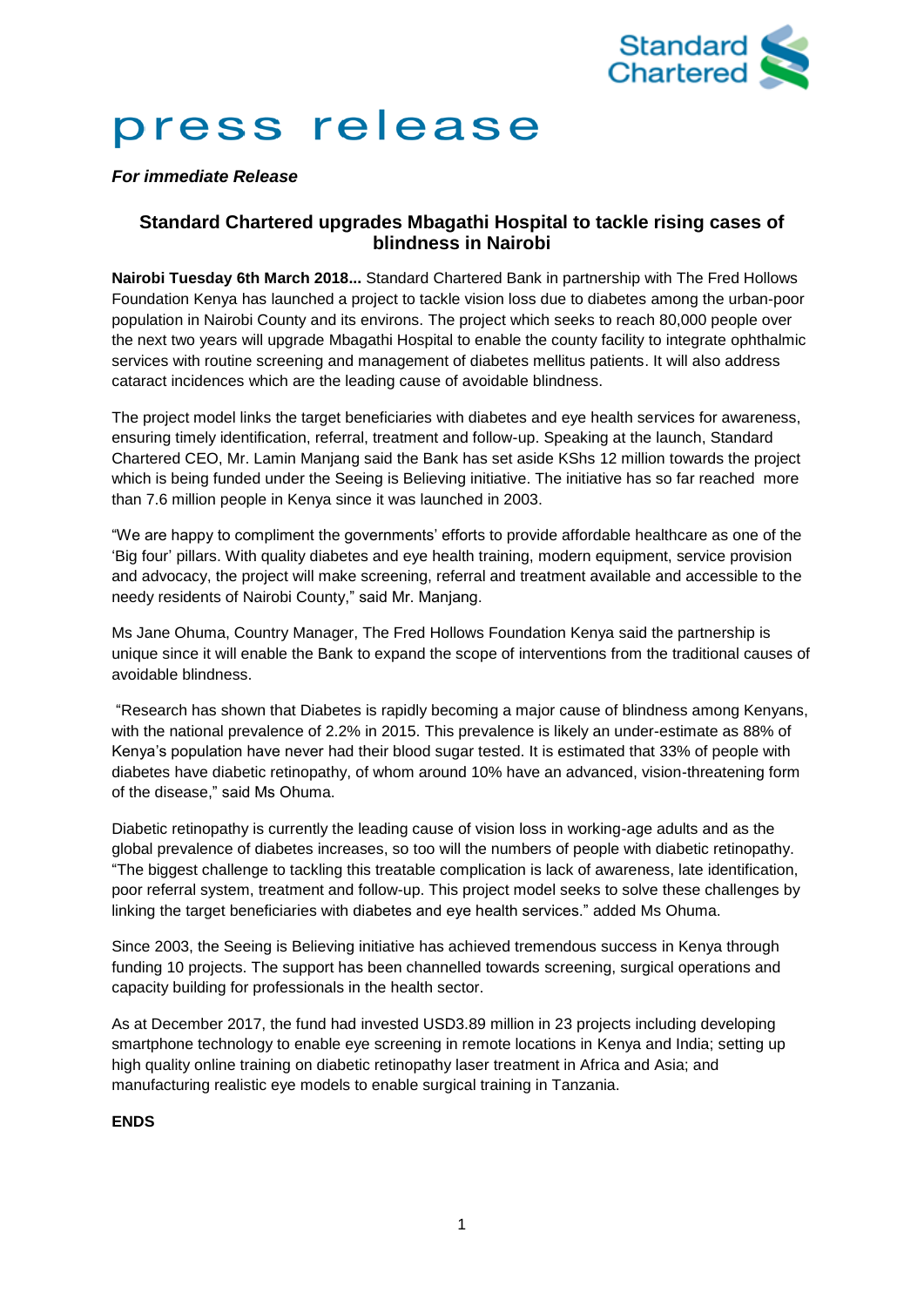Standard Chartered

# press release

***For immediate Release***

## Standard Chartered upgrades Mbagathi Hospital to tackle rising cases of blindness in Nairobi

**Nairobi Tuesday 6th March 2018...** Standard Chartered Bank in partnership with The Fred Hollows Foundation Kenya has launched a project to tackle vision loss due to diabetes among the urban-poor population in Nairobi County and its environs. The project which seeks to reach 80,000 people over the next two years will upgrade Mbagathi Hospital to enable the county facility to integrate ophthalmic services with routine screening and management of diabetes mellitus patients. It will also address cataract incidences which are the leading cause of avoidable blindness.

The project model links the target beneficiaries with diabetes and eye health services for awareness, ensuring timely identification, referral, treatment and follow-up. Speaking at the launch, Standard Chartered CEO, Mr. Lamin Manjang said the Bank has set aside KShs 12 million towards the project which is being funded under the Seeing is Believing initiative. The initiative has so far reached more than 7.6 million people in Kenya since it was launched in 2003.

"We are happy to compliment the governments' efforts to provide affordable healthcare as one of the 'Big four' pillars. With quality diabetes and eye health training, modern equipment, service provision and advocacy, the project will make screening, referral and treatment available and accessible to the needy residents of Nairobi County," said Mr. Manjang.

Ms Jane Ohuma, Country Manager, The Fred Hollows Foundation Kenya said the partnership is unique since it will enable the Bank to expand the scope of interventions from the traditional causes of avoidable blindness.

"Research has shown that Diabetes is rapidly becoming a major cause of blindness among Kenyans, with the national prevalence of 2.2% in 2015. This prevalence is likely an under-estimate as 88% of Kenya's population have never had their blood sugar tested. It is estimated that 33% of people with diabetes have diabetic retinopathy, of whom around 10% have an advanced, vision-threatening form of the disease," said Ms Ohuma.

Diabetic retinopathy is currently the leading cause of vision loss in working-age adults and as the global prevalence of diabetes increases, so too will the numbers of people with diabetic retinopathy. "The biggest challenge to tackling this treatable complication is lack of awareness, late identification, poor referral system, treatment and follow-up. This project model seeks to solve these challenges by linking the target beneficiaries with diabetes and eye health services." added Ms Ohuma.

Since 2003, the Seeing is Believing initiative has achieved tremendous success in Kenya through funding 10 projects. The support has been channelled towards screening, surgical operations and capacity building for professionals in the health sector.

As at December 2017, the fund had invested USD3.89 million in 23 projects including developing smartphone technology to enable eye screening in remote locations in Kenya and India; setting up high quality online training on diabetic retinopathy laser treatment in Africa and Asia; and manufacturing realistic eye models to enable surgical training in Tanzania.

**ENDS**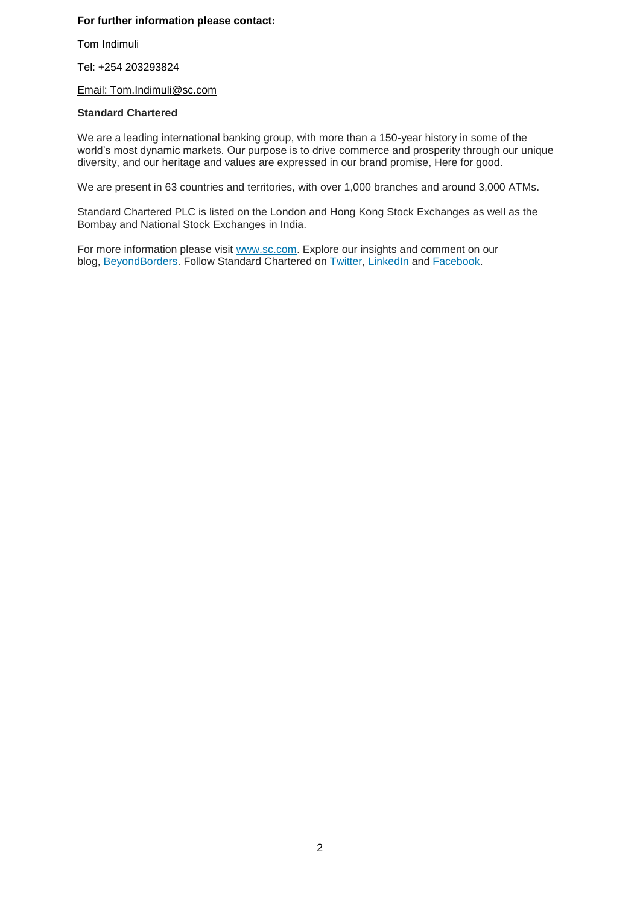**For further information please contact:**

Tom Indimuli

Tel: +254 203293824

Email: Tom.Indimuli@sc.com

**Standard Chartered**

We are a leading international banking group, with more than a 150-year history in some of the world's most dynamic markets. Our purpose is to drive commerce and prosperity through our unique diversity, and our heritage and values are expressed in our brand promise, Here for good.

We are present in 63 countries and territories, with over 1,000 branches and around 3,000 ATMs.

Standard Chartered PLC is listed on the London and Hong Kong Stock Exchanges as well as the Bombay and National Stock Exchanges in India.

For more information please visit www.sc.com. Explore our insights and comment on our blog, BeyondBorders. Follow Standard Chartered on Twitter, LinkedIn and Facebook.